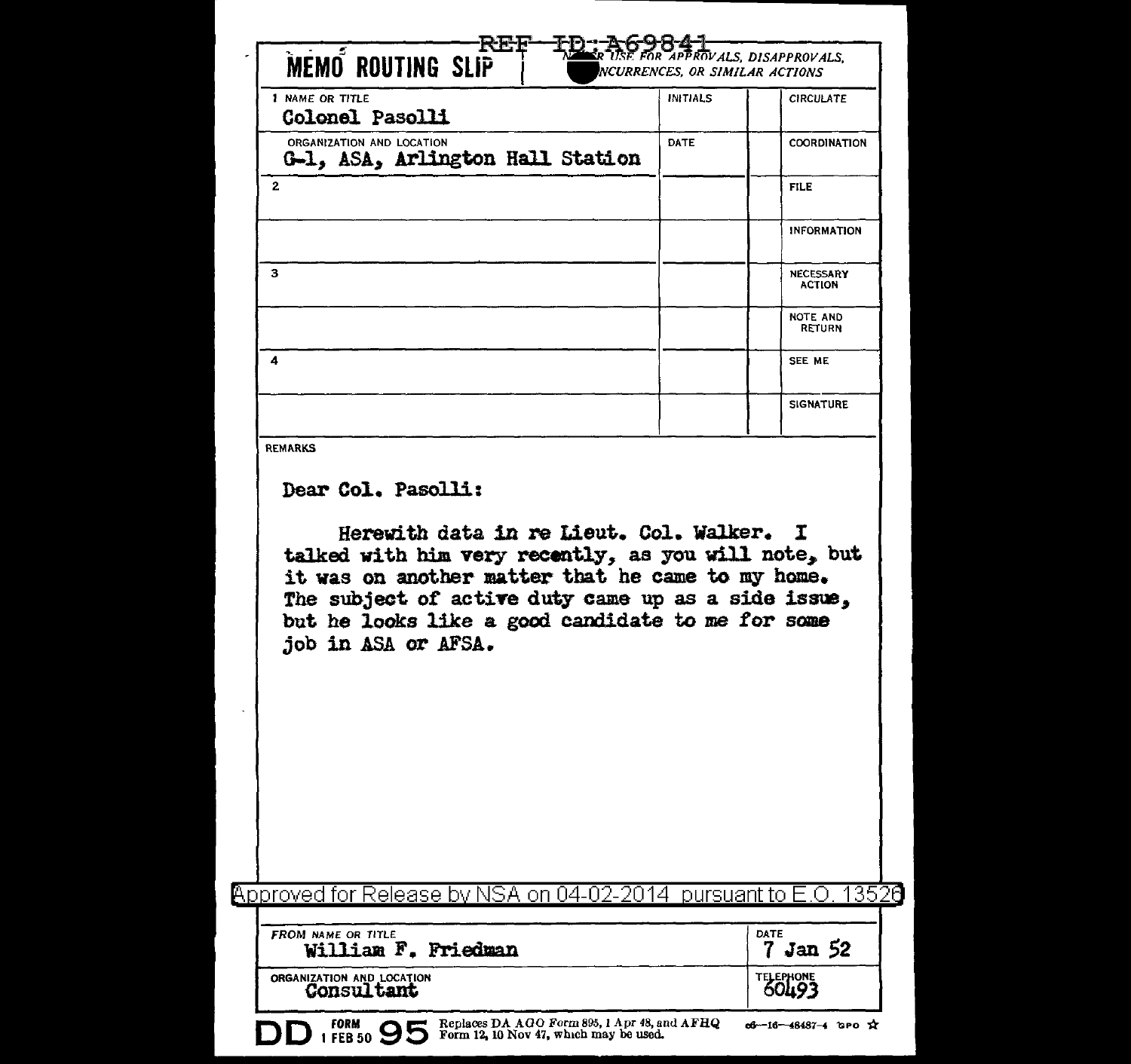REF ID:A69841

**MEMO ROUTING SLIP** — NEVER USE FOR APPROVALS, DISAPPROVALS, CONCURRENCES, OR SIMILAR ACTIONS

| NAME OR TITLE | INITIALS | | |
|---|---|---|---|
| 1 Colonel Pasolli | | | CIRCULATE |
| ORGANIZATION AND LOCATION: G-1, ASA, Arlington Hall Station | DATE | | COORDINATION |
| 2 | | | FILE |
| | | | INFORMATION |
| 3 | | | NECESSARY ACTION |
| | | | NOTE AND RETURN |
| 4 | | | SEE ME |
| | | | SIGNATURE |

REMARKS

Dear Col. Pasolli:

Herewith data in re Lieut. Col. Walker. I talked with him very recently, as you will note, but it was on another matter that he came to my home. The subject of active duty came up as a side issue, but he looks like a good candidate to me for some job in ASA or AFSA.

Approved for Release by NSA on 04-02-2014 pursuant to E.O. 13526

| FROM NAME OR TITLE | DATE |
|---|---|
| William F. Friedman | 7 Jan 52 |
| ORGANIZATION AND LOCATION: Consultant | TELEPHONE: 60493 |

DD FORM 1 FEB 50 95 Replaces DA AGO Form 895, 1 Apr 48, and AFHQ Form 12, 10 Nov 47, which may be used. 16—48487-4 GPO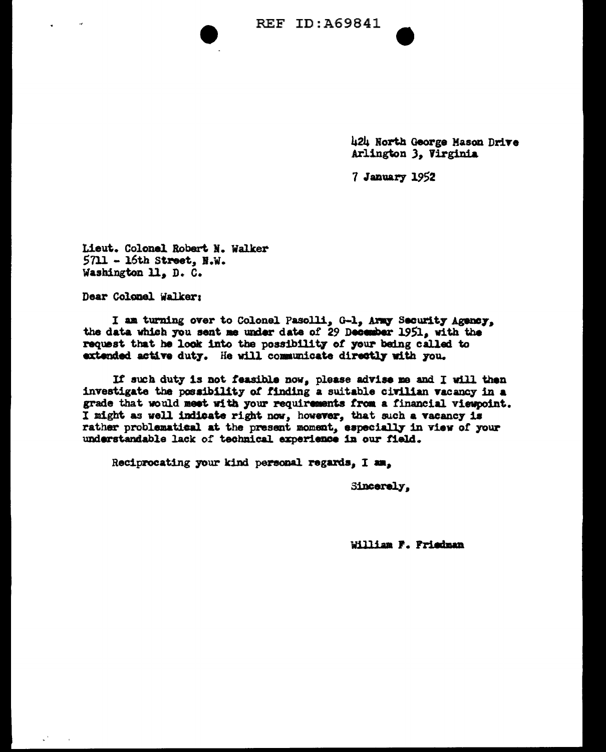424 North George Mason Drive
Arlington 3, Virginia

7 January 1952

Lieut. Colonel Robert N. Walker
5711 - 16th Street, N.W.
Washington 11, D. C.

Dear Colonel Walker:

I am turning over to Colonel Pasolli, G-1, Army Security Agency, the data which you sent me under date of 29 December 1951, with the request that he look into the possibility of your being called to extended active duty. He will communicate directly with you.

If such duty is not feasible now, please advise me and I will then investigate the possibility of finding a suitable civilian vacancy in a grade that would meet with your requirements from a financial viewpoint. I might as well indicate right now, however, that such a vacancy is rather problematical at the present moment, especially in view of your understandable lack of technical experience in our field.

Reciprocating your kind personal regards, I am,

Sincerely,

William F. Friedman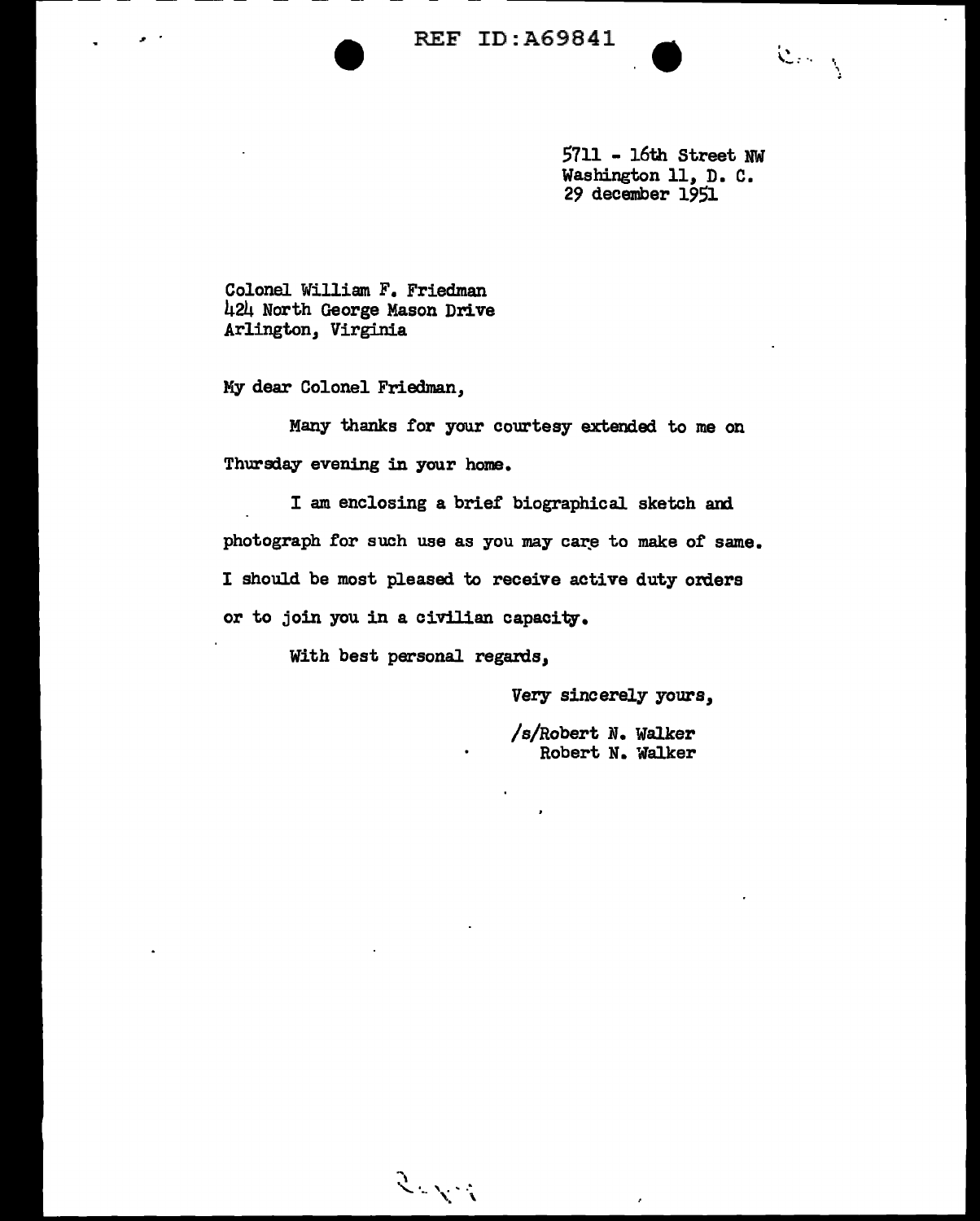REF ID:A69841

5711 - 16th Street NW
Washington 11, D. C.
29 december 1951

Colonel William F. Friedman
424 North George Mason Drive
Arlington, Virginia

My dear Colonel Friedman,

Many thanks for your courtesy extended to me on Thursday evening in your home.

I am enclosing a brief biographical sketch and photograph for such use as you may care to make of same. I should be most pleased to receive active duty orders or to join you in a civilian capacity.

With best personal regards,

Very sincerely yours,

/s/Robert N. Walker
Robert N. Walker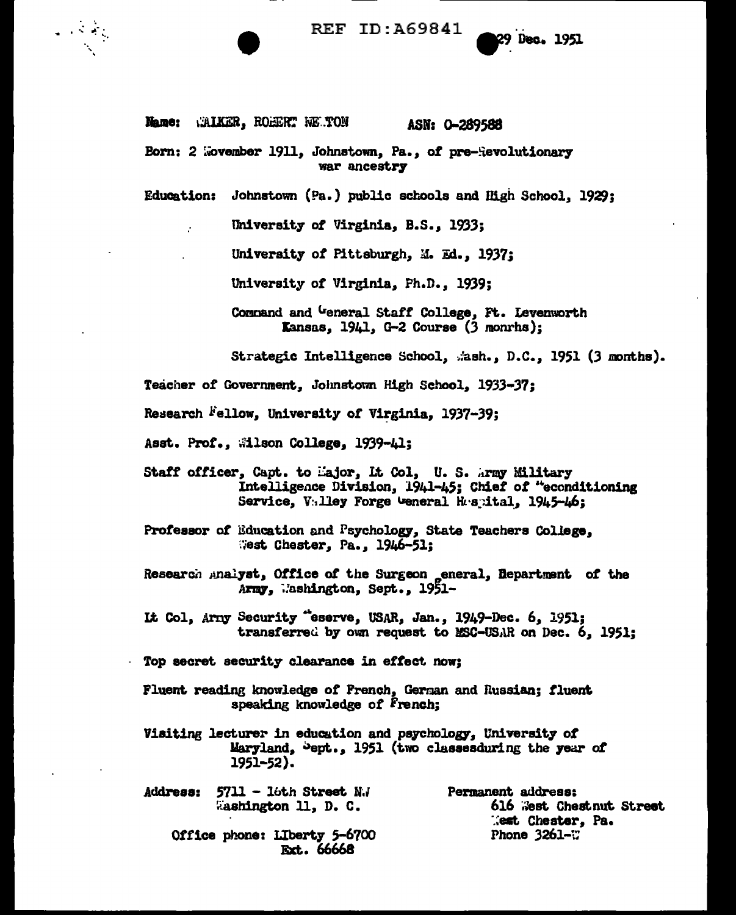REF ID:A69841 29 Dec. 1951

**Name:** WALKER, ROBERT NEWTON ASN: O-289588

**Born:** 2 November 1911, Johnstown, Pa., of pre-Revolutionary war ancestry

**Education:** Johnstown (Pa.) public schools and High School, 1929;

University of Virginia, B.S., 1933;

University of Pittsburgh, M. Ed., 1937;

University of Virginia, Ph.D., 1939;

Command and General Staff College, Ft. Levenworth Kansas, 1941, G-2 Course (3 monrhs);

Strategic Intelligence School, Wash., D.C., 1951 (3 months).

Teacher of Government, Johnstown High School, 1933-37;

Research Fellow, University of Virginia, 1937-39;

Asst. Prof., Wilson College, 1939-41;

Staff officer, Capt. to Major, Lt Col, U. S. Army Military Intelligence Division, 1941-45; Chief of Reconditioning Service, Valley Forge General Hospital, 1945-46;

Professor of Education and Psychology, State Teachers College, West Chester, Pa., 1946-51;

Research Analyst, Office of the Surgeon General, Department of the Army, Washington, Sept., 1951-

Lt Col, Army Security Reserve, USAR, Jan., 1949-Dec. 6, 1951; transferred by own request to MSC-USAR on Dec. 6, 1951;

Top secret security clearance in effect now;

Fluent reading knowledge of French, German and Russian; fluent speaking knowledge of French;

Visiting lecturer in education and psychology, University of Maryland, Sept., 1951 (two classesduring the year of 1951-52).

**Address:** 5711 - 16th Street N.W
Washington 11, D. C.

Office phone: LIberty 5-6700
Ext. 66668

**Permanent address:**
616 West Chestnut Street
West Chester, Pa.
Phone 3261-W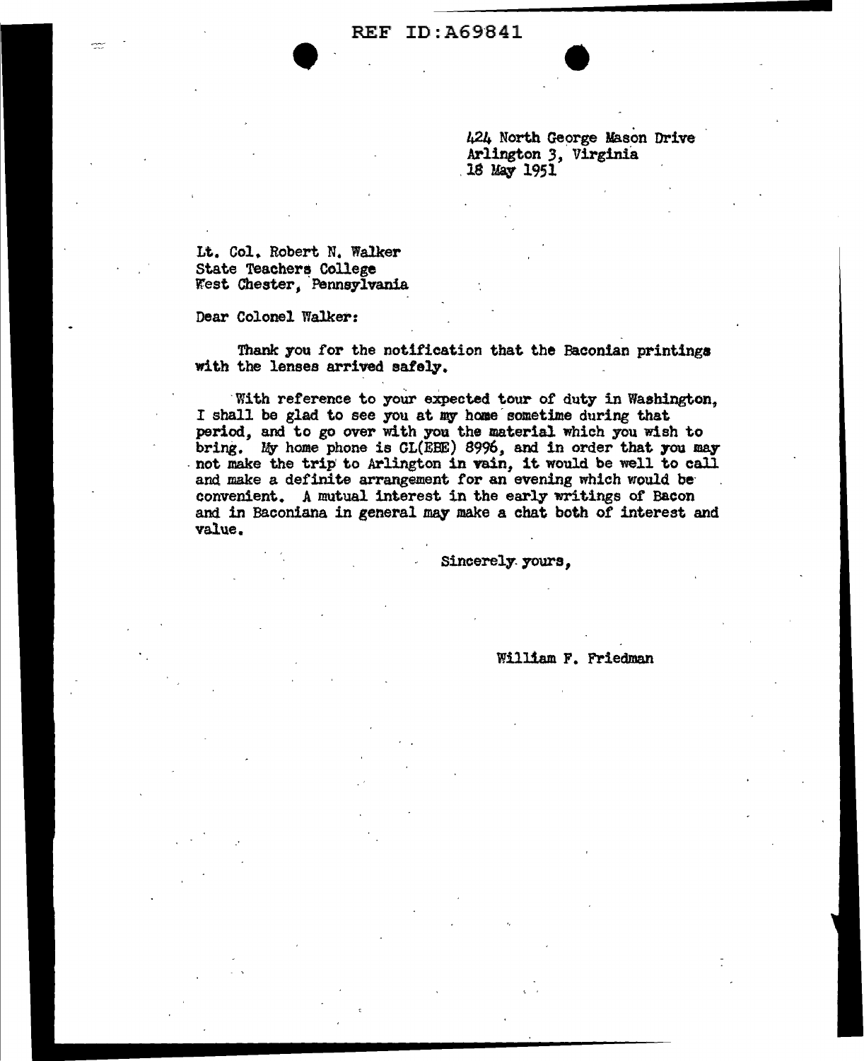REF ID:A69841

424 North George Mason Drive
Arlington 3, Virginia
18 May 1951

Lt. Col. Robert N. Walker
State Teachers College
West Chester, Pennsylvania

Dear Colonel Walker:

Thank you for the notification that the Baconian printings with the lenses arrived safely.

With reference to your expected tour of duty in Washington, I shall be glad to see you at my home sometime during that period, and to go over with you the material which you wish to bring. My home phone is GL(EBE) 8996, and in order that you may not make the trip to Arlington in vain, it would be well to call and make a definite arrangement for an evening which would be convenient. A mutual interest in the early writings of Bacon and in Baconiana in general may make a chat both of interest and value.

Sincerely yours,

William F. Friedman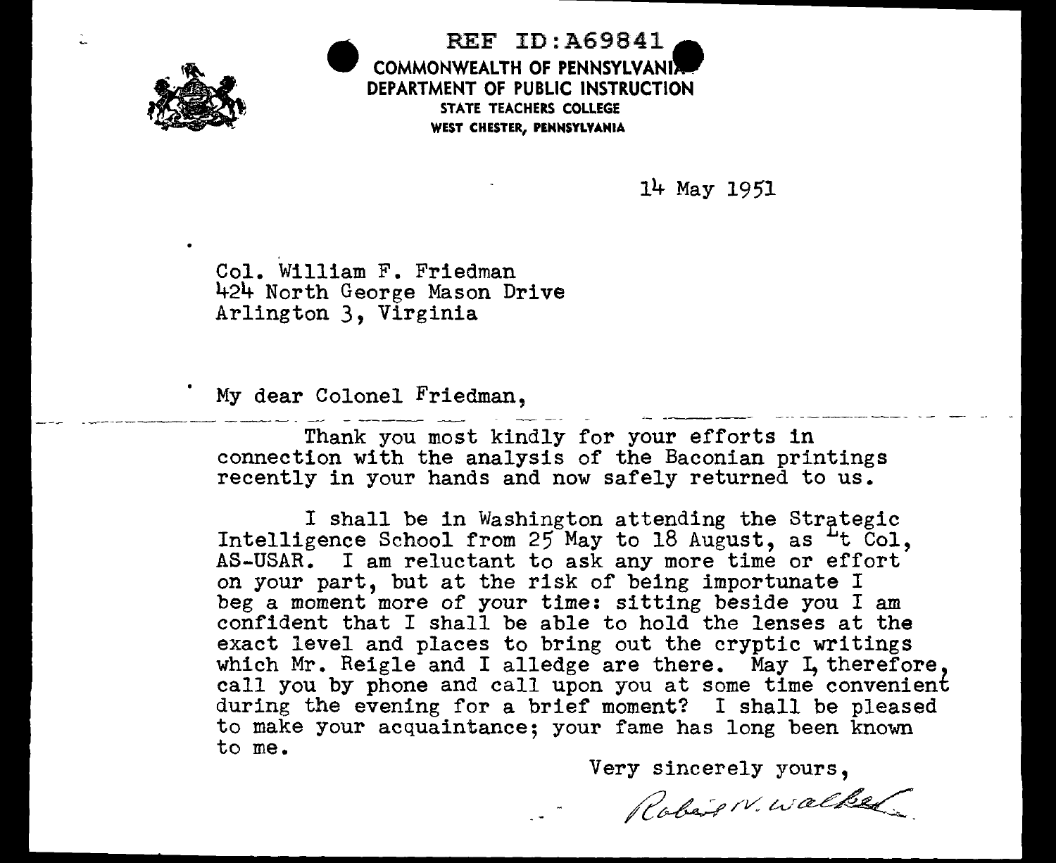REF ID:A69841

COMMONWEALTH OF PENNSYLVANIA
DEPARTMENT OF PUBLIC INSTRUCTION
STATE TEACHERS COLLEGE
WEST CHESTER, PENNSYLVANIA

14 May 1951

Col. William F. Friedman
424 North George Mason Drive
Arlington 3, Virginia

My dear Colonel Friedman,

Thank you most kindly for your efforts in connection with the analysis of the Baconian printings recently in your hands and now safely returned to us.

I shall be in Washington attending the Strategic Intelligence School from 25 May to 18 August, as Lt Col, AS-USAR. I am reluctant to ask any more time or effort on your part, but at the risk of being importunate I beg a moment more of your time: sitting beside you I am confident that I shall be able to hold the lenses at the exact level and places to bring out the cryptic writings which Mr. Reigle and I alledge are there. May I, therefore, call you by phone and call upon you at some time convenient during the evening for a brief moment? I shall be pleased to make your acquaintance; your fame has long been known to me.

Very sincerely yours,

Robert N. Walker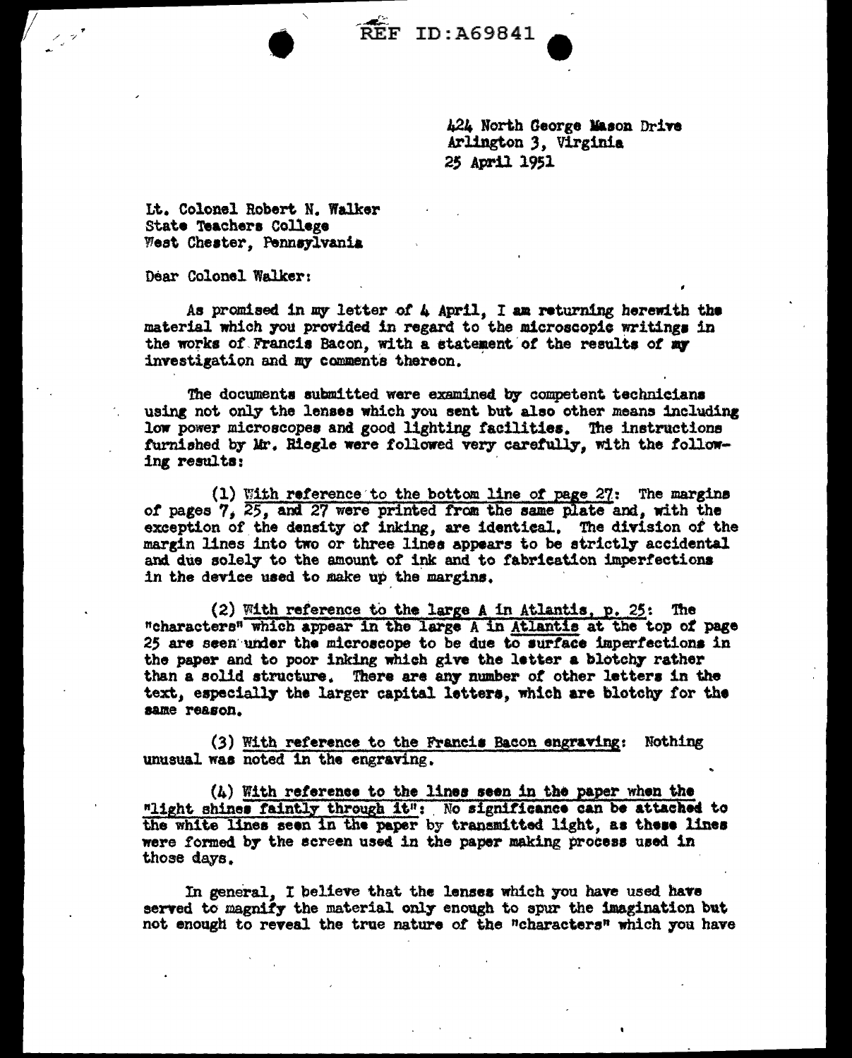REF ID:A69841

424 North George Mason Drive
Arlington 3, Virginia
25 April 1951

Lt. Colonel Robert N. Walker
State Teachers College
West Chester, Pennsylvania

Dear Colonel Walker:

As promised in my letter of 4 April, I am returning herewith the material which you provided in regard to the microscopic writings in the works of Francis Bacon, with a statement of the results of my investigation and my comments thereon.

The documents submitted were examined by competent technicians using not only the lenses which you sent but also other means including low power microscopes and good lighting facilities. The instructions furnished by Mr. Riegle were followed very carefully, with the following results:

(1) With reference to the bottom line of page 27: The margins of pages 7, 25, and 27 were printed from the same plate and, with the exception of the density of inking, are identical. The division of the margin lines into two or three lines appears to be strictly accidental and due solely to the amount of ink and to fabrication imperfections in the device used to make up the margins.

(2) With reference to the large A in Atlantis, p. 25: The "characters" which appear in the large A in Atlantis at the top of page 25 are seen under the microscope to be due to surface imperfections in the paper and to poor inking which give the letter a blotchy rather than a solid structure. There are any number of other letters in the text, especially the larger capital letters, which are blotchy for the same reason.

(3) With reference to the Francis Bacon engraving: Nothing unusual was noted in the engraving.

(4) With reference to the lines seen in the paper when the "light shines faintly through it": No significance can be attached to the white lines seen in the paper by transmitted light, as these lines were formed by the screen used in the paper making process used in those days.

In general, I believe that the lenses which you have used have served to magnify the material only enough to spur the imagination but not enough to reveal the true nature of the "characters" which you have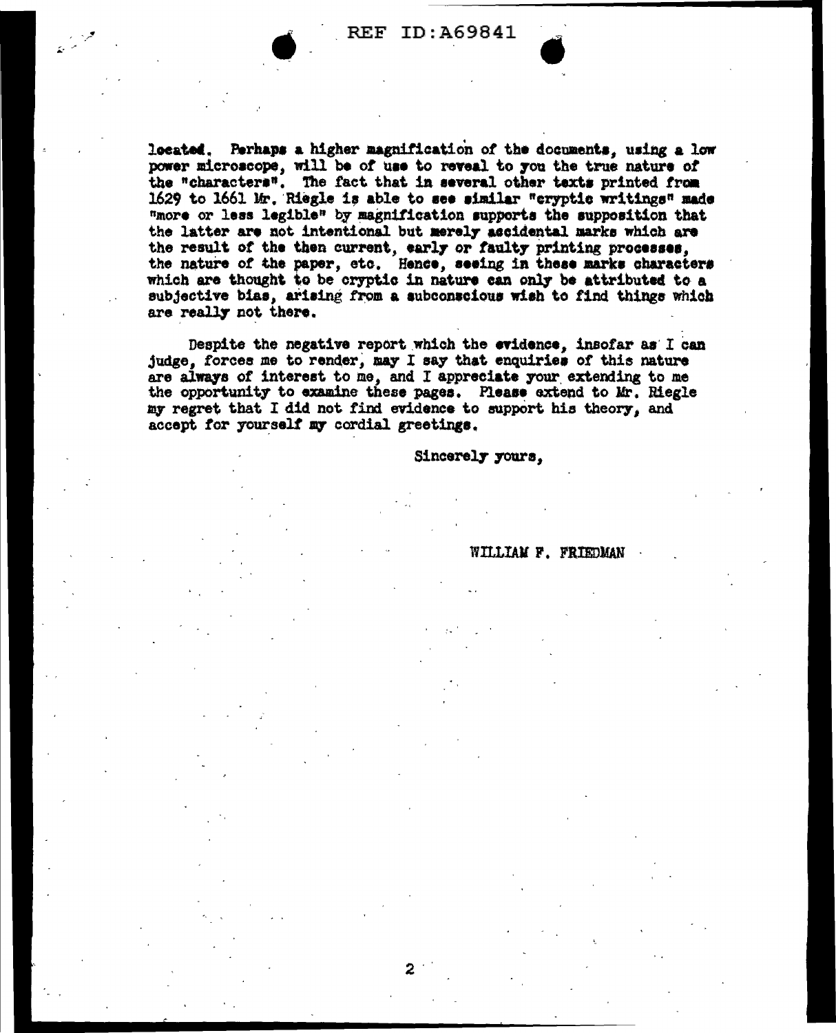located. Perhaps a higher magnification of the documents, using a low power microscope, will be of use to reveal to you the true nature of the "characters". The fact that in several other texts printed from 1629 to 1661 Mr. Riegle is able to see similar "cryptic writings" made "more or less legible" by magnification supports the supposition that the latter are not intentional but merely accidental marks which are the result of the then current, early or faulty printing processes, the nature of the paper, etc. Hence, seeing in these marks characters which are thought to be cryptic in nature can only be attributed to a subjective bias, arising from a subconscious wish to find things which are really not there.

Despite the negative report which the evidence, insofar as I can judge, forces me to render, may I say that enquiries of this nature are always of interest to me, and I appreciate your extending to me the opportunity to examine these pages. Please extend to Mr. Riegle my regret that I did not find evidence to support his theory, and accept for yourself my cordial greetings.

Sincerely yours,

WILLIAM F. FRIEDMAN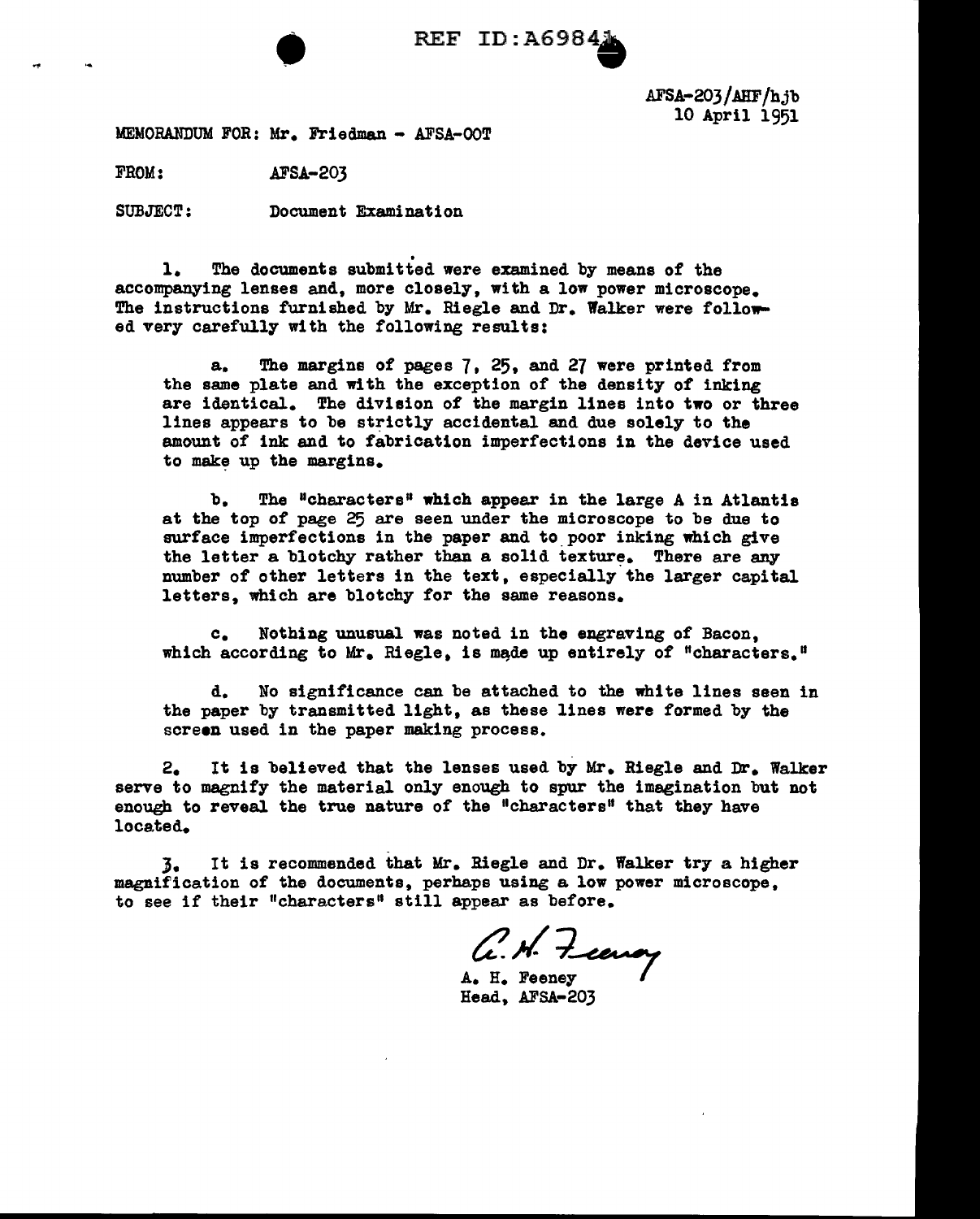REF ID:A69841

AFSA-203/AHF/hjb
10 April 1951

MEMORANDUM FOR: Mr. Friedman - AFSA-OOT

FROM: AFSA-203

SUBJECT: Document Examination

1. The documents submitted were examined by means of the accompanying lenses and, more closely, with a low power microscope. The instructions furnished by Mr. Riegle and Dr. Walker were followed very carefully with the following results:

a. The margins of pages 7, 25, and 27 were printed from the same plate and with the exception of the density of inking are identical. The division of the margin lines into two or three lines appears to be strictly accidental and due solely to the amount of ink and to fabrication imperfections in the device used to make up the margins.

b. The "characters" which appear in the large A in Atlantis at the top of page 25 are seen under the microscope to be due to surface imperfections in the paper and to poor inking which give the letter a blotchy rather than a solid texture. There are any number of other letters in the text, especially the larger capital letters, which are blotchy for the same reasons.

c. Nothing unusual was noted in the engraving of Bacon, which according to Mr. Riegle, is made up entirely of "characters."

d. No significance can be attached to the white lines seen in the paper by transmitted light, as these lines were formed by the screen used in the paper making process.

2. It is believed that the lenses used by Mr. Riegle and Dr. Walker serve to magnify the material only enough to spur the imagination but not enough to reveal the true nature of the "characters" that they have located.

3. It is recommended that Mr. Riegle and Dr. Walker try a higher magnification of the documents, perhaps using a low power microscope, to see if their "characters" still appear as before.

A. H. Feeney
A. H. Feeney
Head, AFSA-203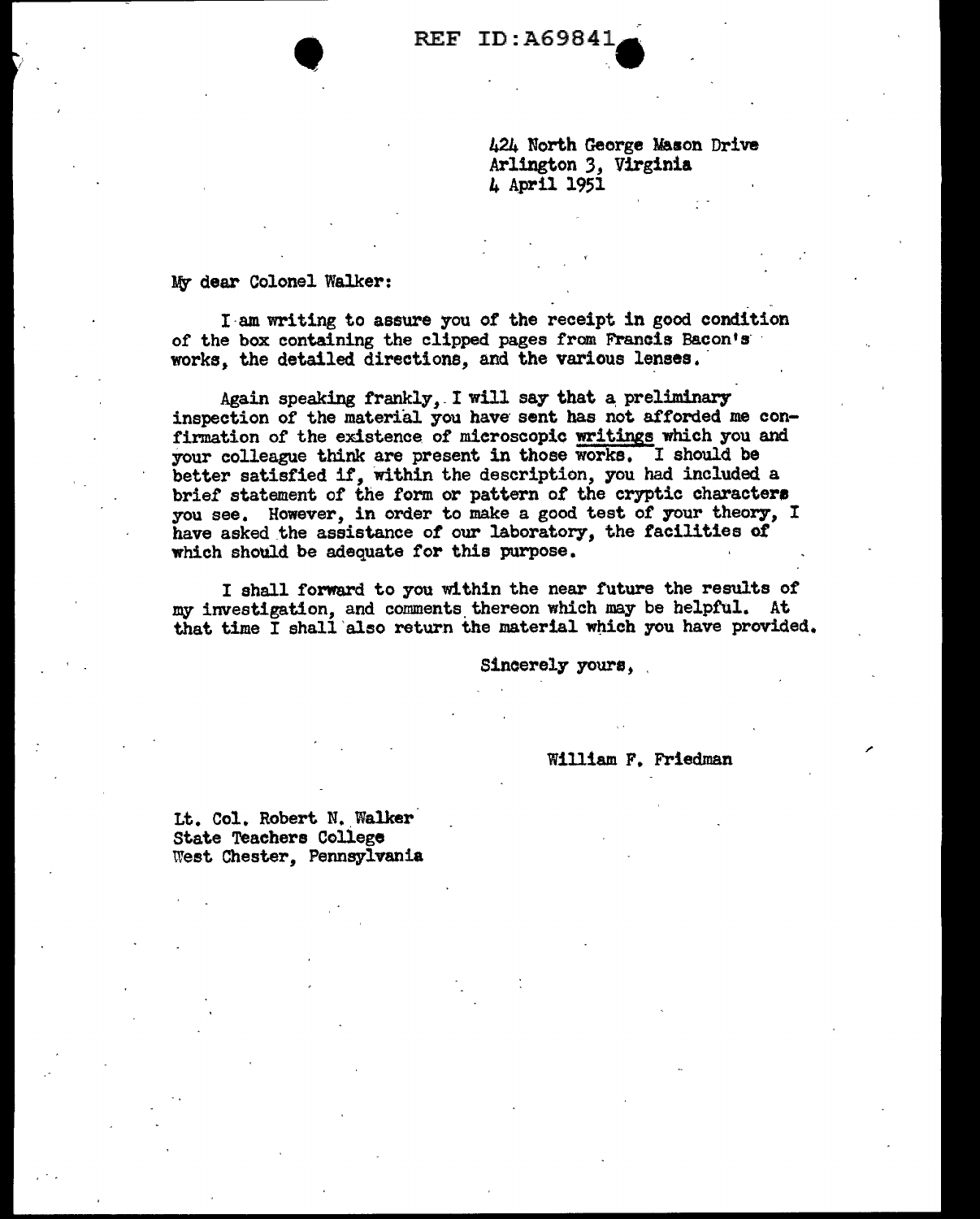REF ID:A69841

424 North George Mason Drive
Arlington 3, Virginia
4 April 1951

My dear Colonel Walker:

I am writing to assure you of the receipt in good condition of the box containing the clipped pages from Francis Bacon's works, the detailed directions, and the various lenses.

Again speaking frankly, I will say that a preliminary inspection of the material you have sent has not afforded me confirmation of the existence of microscopic writings which you and your colleague think are present in those works. I should be better satisfied if, within the description, you had included a brief statement of the form or pattern of the cryptic characters you see. However, in order to make a good test of your theory, I have asked the assistance of our laboratory, the facilities of which should be adequate for this purpose.

I shall forward to you within the near future the results of my investigation, and comments thereon which may be helpful. At that time I shall also return the material which you have provided.

Sincerely yours,

William F. Friedman

Lt. Col. Robert N. Walker
State Teachers College
West Chester, Pennsylvania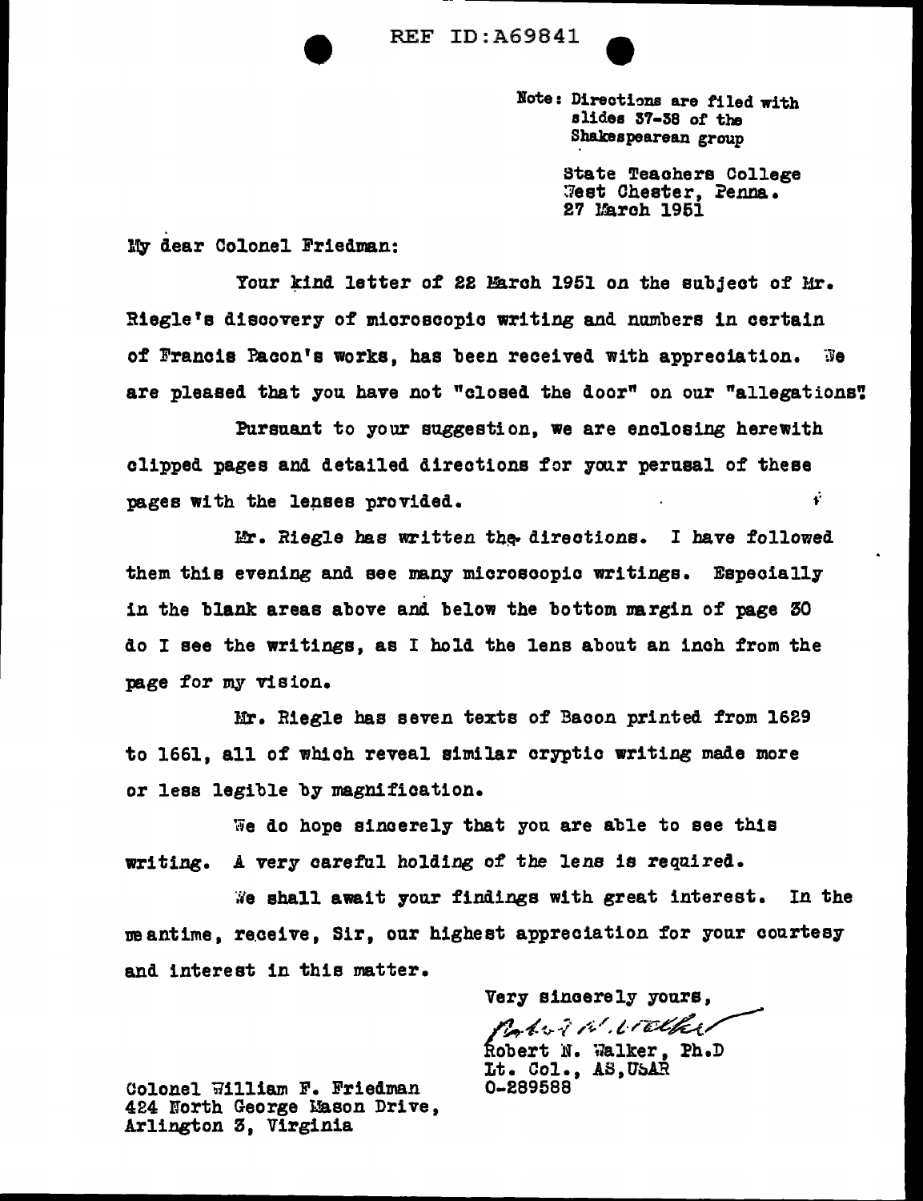REF ID:A69841

Note: Directions are filed with slides 37-38 of the Shakespearean group

State Teachers College
West Chester, Penna.
27 March 1951

My dear Colonel Friedman:

Your kind letter of 22 March 1951 on the subject of Mr. Riegle's discovery of microscopic writing and numbers in certain of Francis Bacon's works, has been received with appreciation. We are pleased that you have not "closed the door" on our "allegations".

Pursuant to your suggestion, we are enclosing herewith clipped pages and detailed directions for your perusal of these pages with the lenses provided.

Mr. Riegle has written the directions. I have followed them this evening and see many microscopic writings. Especially in the blank areas above and below the bottom margin of page 30 do I see the writings, as I hold the lens about an inch from the page for my vision.

Mr. Riegle has seven texts of Bacon printed from 1629 to 1661, all of which reveal similar cryptic writing made more or less legible by magnification.

We do hope sincerely that you are able to see this writing. A very careful holding of the lens is required.

We shall await your findings with great interest. In the meantime, receive, Sir, our highest appreciation for your courtesy and interest in this matter.

Very sincerely yours,

Robert N. Walker

Robert N. Walker, Ph.D
Lt. Col., AS,USAR
O-289588

Colonel William F. Friedman
424 North George Mason Drive,
Arlington 3, Virginia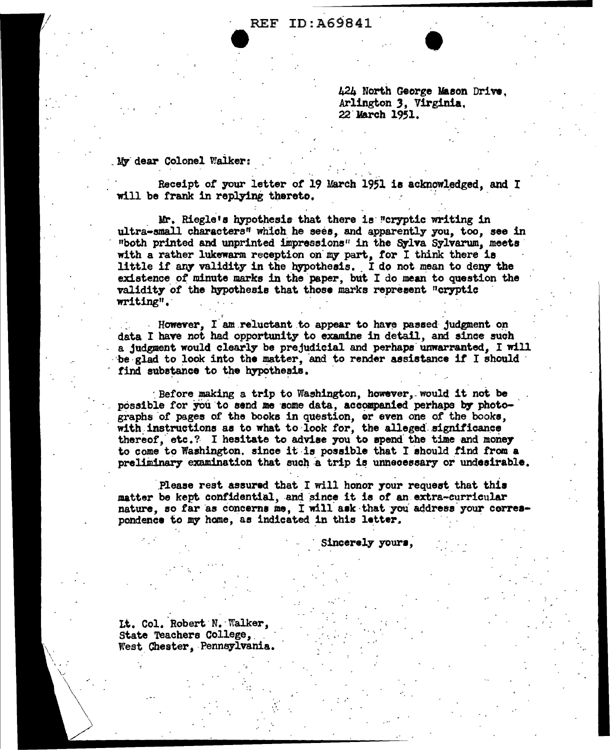REF ID:A69841

424 North George Mason Drive,
Arlington 3, Virginia,
22 March 1951.

My dear Colonel Walker:

Receipt of your letter of 19 March 1951 is acknowledged, and I will be frank in replying thereto.

Mr. Riegle's hypothesis that there is "cryptic writing in ultra-small characters" which he sees, and apparently you, too, see in "both printed and unprinted impressions" in the Sylva Sylvarum, meets with a rather lukewarm reception on my part, for I think there is little if any validity in the hypothesis. I do not mean to deny the existence of minute marks in the paper, but I do mean to question the validity of the hypothesis that those marks represent "cryptic writing".

However, I am reluctant to appear to have passed judgment on data I have not had opportunity to examine in detail, and since such a judgment would clearly be prejudicial and perhaps unwarranted, I will be glad to look into the matter, and to render assistance if I should find substance to the hypothesis.

Before making a trip to Washington, however, would it not be possible for you to send me some data, accompanied perhaps by photographs of pages of the books in question, or even one of the books, with instructions as to what to look for, the alleged significance thereof, etc.? I hesitate to advise you to spend the time and money to come to Washington, since it is possible that I should find from a preliminary examination that such a trip is unnecessary or undesirable.

Please rest assured that I will honor your request that this matter be kept confidential, and since it is of an extra-curricular nature, so far as concerns me, I will ask that you address your correspondence to my home, as indicated in this letter.

Sincerely yours,

Lt. Col. Robert N. Walker,
State Teachers College,
West Chester, Pennsylvania.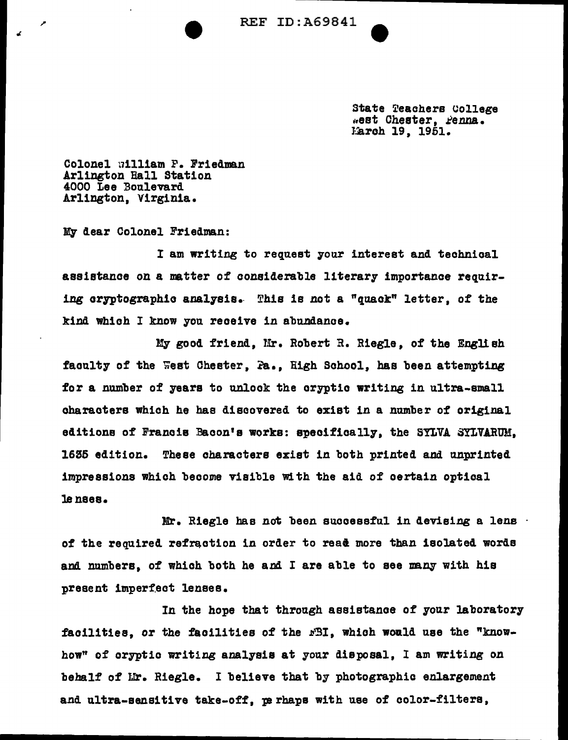REF ID:A69841

State Teachers College
West Chester, Penna.
March 19, 1951.

Colonel William F. Friedman
Arlington Hall Station
4000 Lee Boulevard
Arlington, Virginia.

My dear Colonel Friedman:

I am writing to request your interest and technical assistance on a matter of considerable literary importance requiring cryptographic analysis. This is not a "quack" letter, of the kind which I know you receive in abundance.

My good friend, Mr. Robert R. Riegle, of the English faculty of the West Chester, Pa., High School, has been attempting for a number of years to unlock the cryptic writing in ultra-small characters which he has discovered to exist in a number of original editions of Francis Bacon's works: specifically, the SYLVA SYLVARUM, 1635 edition. These characters exist in both printed and unprinted impressions which become visible with the aid of certain optical lenses.

Mr. Riegle has not been successful in devising a lens of the required refraction in order to read more than isolated words and numbers, of which both he and I are able to see many with his present imperfect lenses.

In the hope that through assistance of your laboratory facilities, or the facilities of the FBI, which would use the "know-how" of cryptic writing analysis at your disposal, I am writing on behalf of Mr. Riegle. I believe that by photographic enlargement and ultra-sensitive take-off, perhaps with use of color-filters,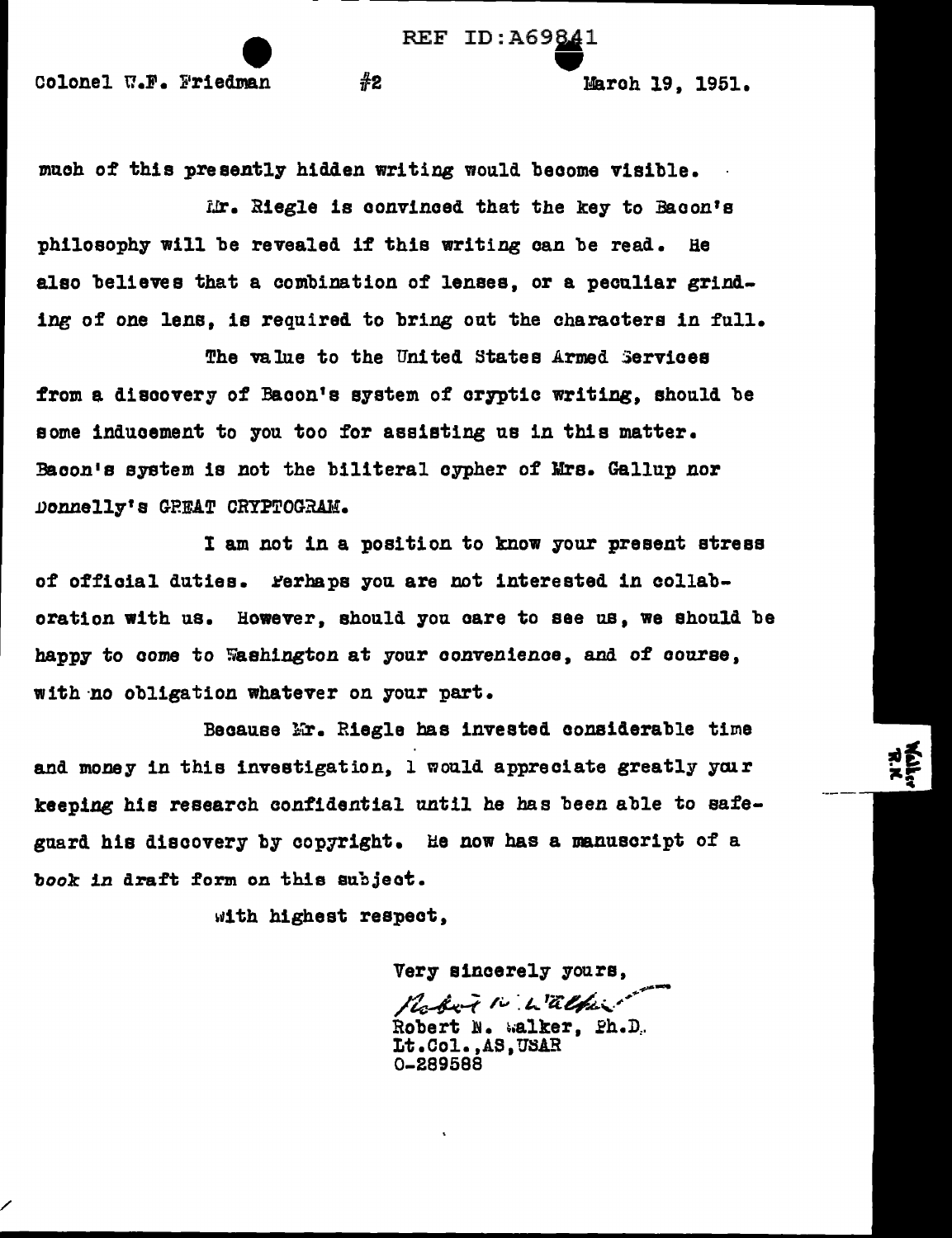Colonel W.F. Friedman #2 March 19, 1951.

much of this presently hidden writing would become visible.

Mr. Riegle is convinced that the key to Bacon's philosophy will be revealed if this writing can be read. He also believes that a combination of lenses, or a peculiar grinding of one lens, is required to bring out the characters in full.

The value to the United States Armed Services from a discovery of Bacon's system of cryptic writing, should be some inducement to you too for assisting us in this matter. Bacon's system is not the biliteral cypher of Mrs. Gallup nor Donnelly's GREAT CRYPTOGRAM.

I am not in a position to know your present stress of official duties. Perhaps you are not interested in collaboration with us. However, should you care to see us, we should be happy to come to Washington at your convenience, and of course, with no obligation whatever on your part.

Because Mr. Riegle has invested considerable time and money in this investigation, I would appreciate greatly your keeping his research confidential until he has been able to safeguard his discovery by copyright. He now has a manuscript of a book in draft form on this subject.

With highest respect,

Very sincerely yours,

Robert N. Walker

Robert N. Walker, Ph.D.
Lt.Col.,AS,USAR
O-289588